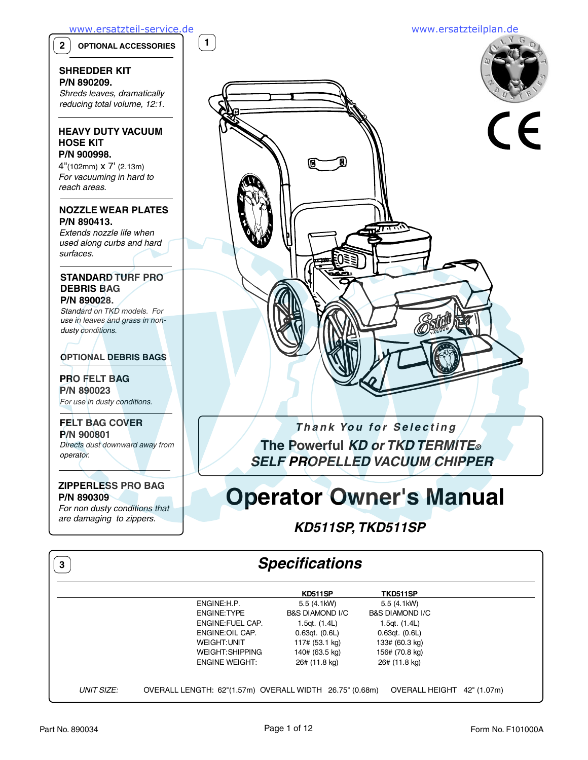## 2 OPTIONAL ACCESSORIES

**SHREDDER KIT**
**P/N 890209.**
*Shreds leaves, dramatically reducing total volume, 12:1.*

**HEAVY DUTY VACUUM HOSE KIT**
**P/N 900998.**
4"(102mm) x 7' (2.13m)
*For vacuuming in hard to reach areas.*

**NOZZLE WEAR PLATES**
**P/N 890413.**
*Extends nozzle life when used along curbs and hard surfaces.*

**STANDARD TURF PRO DEBRIS BAG**
**P/N 890028.**
*Standard on TKD models. For use in leaves and grass in non-dusty conditions.*

**OPTIONAL DEBRIS BAGS**

**PRO FELT BAG**
**P/N 890023**
*For use in dusty conditions.*

**FELT BAG COVER**
**P/N 900801**
*Directs dust downward away from operator.*

**ZIPPERLESS PRO BAG**
**P/N 890309**
*For non dusty conditions that are damaging to zippers.*

## 1

*Thank You for Selecting*

**The Powerful *KD or TKD TERMITE®***
***SELF PROPELLED VACUUM CHIPPER***

# Operator Owner's Manual

***KD511SP, TKD511SP***

## 3 Specifications

| | KD511SP | TKD511SP |
|---|---|---|
| ENGINE:H.P. | 5.5 (4.1kW) | 5.5 (4.1kW) |
| ENGINE:TYPE | B&S DIAMOND I/C | B&S DIAMOND I/C |
| ENGINE:FUEL CAP. | 1.5qt. (1.4L) | 1.5qt. (1.4L) |
| ENGINE:OIL CAP. | 0.63qt. (0.6L) | 0.63qt. (0.6L) |
| WEIGHT:UNIT | 117# (53.1 kg) | 133# (60.3 kg) |
| WEIGHT:SHIPPING | 140# (63.5 kg) | 156# (70.8 kg) |
| ENGINE WEIGHT: | 26# (11.8 kg) | 26# (11.8 kg) |

*UNIT SIZE:* OVERALL LENGTH: 62"(1.57m) OVERALL WIDTH 26.75" (0.68m) OVERALL HEIGHT 42" (1.07m)

Part No. 890034 Form No. F101000A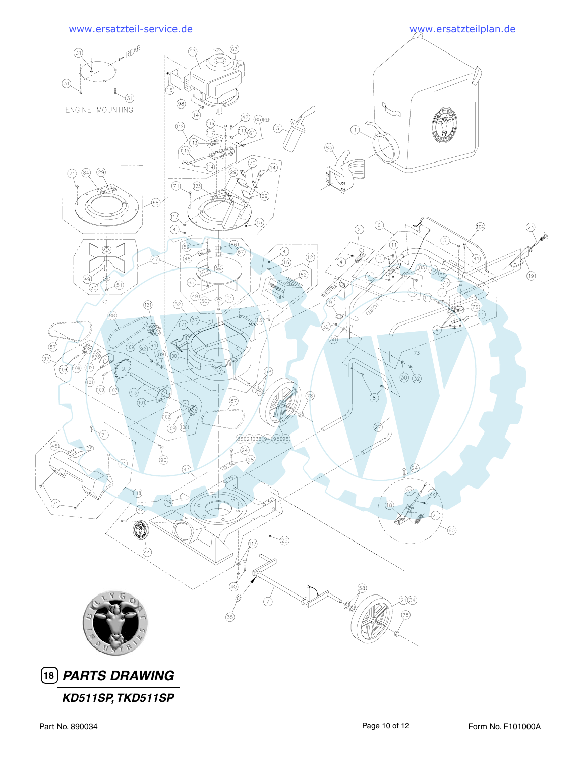## 18 PARTS DRAWING

### KD511SP, TKD511SP

Part No. 890034

Form No. F101000A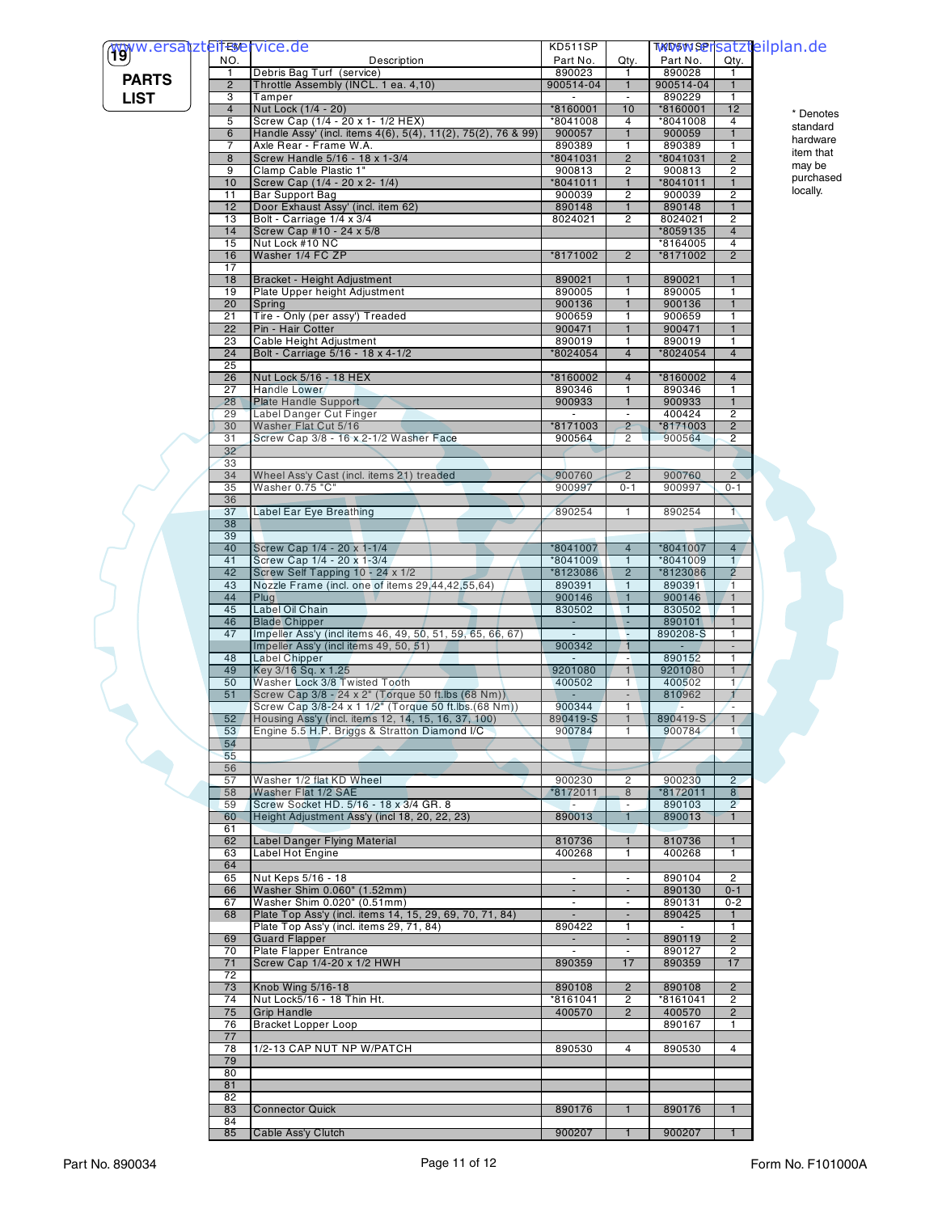# 19 PARTS LIST

| Item NO. | Description | KD511SP Part No. | Qty. | KD5HSP Part No. | Qty. |
|---|---|---|---|---|---|
| 1 | Debris Bag Turf (service) | 890023 | 1 | 890028 | 1 |
| 2 | Throttle Assembly (INCL. 1 ea. 4,10) | 900514-04 | 1 | 900514-04 | 1 |
| 3 | Tamper | - | - | 890229 | 1 |
| 4 | Nut Lock (1/4 - 20) | *8160001 | 10 | *8160001 | 12 |
| 5 | Screw Cap (1/4 - 20 x 1- 1/2 HEX) | *8041008 | 4 | *8041008 | 4 |
| 6 | Handle Assy' (incl. items 4(6), 5(4), 11(2), 75(2), 76 & 99) | 900057 | 1 | 900059 | 1 |
| 7 | Axle Rear - Frame W.A. | 890389 | 1 | 890389 | 1 |
| 8 | Screw Handle 5/16 - 18 x 1-3/4 | *8041031 | 2 | *8041031 | 2 |
| 9 | Clamp Cable Plastic 1" | 900813 | 2 | 900813 | 2 |
| 10 | Screw Cap (1/4 - 20 x 2- 1/4) | *8041011 | 1 | *8041011 | 1 |
| 11 | Bar Support Bag | 900039 | 2 | 900039 | 2 |
| 12 | Door Exhaust Assy' (incl. item 62) | 890148 | 1 | 890148 | 1 |
| 13 | Bolt - Carriage 1/4 x 3/4 | 8024021 | 2 | 8024021 | 2 |
| 14 | Screw Cap #10 - 24 x 5/8 | | | *8059135 | 4 |
| 15 | Nut Lock #10 NC | | | *8164005 | 4 |
| 16 | Washer 1/4 FC ZP | *8171002 | 2 | *8171002 | 2 |
| 17 | | | | | |
| 18 | Bracket - Height Adjustment | 890021 | 1 | 890021 | 1 |
| 19 | Plate Upper height Adjustment | 890005 | 1 | 890005 | 1 |
| 20 | Spring | 900136 | 1 | 900136 | 1 |
| 21 | Tire - Only (per assy') Treaded | 900659 | 1 | 900659 | 1 |
| 22 | Pin - Hair Cotter | 900471 | 1 | 900471 | 1 |
| 23 | Cable Height Adjustment | 890019 | 1 | 890019 | 1 |
| 24 | Bolt - Carriage 5/16 - 18 x 4-1/2 | *8024054 | 4 | *8024054 | 4 |
| 25 | | | | | |
| 26 | Nut Lock 5/16 - 18 HEX | *8160002 | 4 | *8160002 | 4 |
| 27 | Handle Lower | 890346 | 1 | 890346 | 1 |
| 28 | Plate Handle Support | 900933 | 1 | 900933 | 1 |
| 29 | Label Danger Cut Finger | - | - | 400424 | 2 |
| 30 | Washer Flat Cut 5/16 | *8171003 | 2 | *8171003 | 2 |
| 31 | Screw Cap 3/8 - 16 x 2-1/2 Washer Face | 900564 | 2 | 900564 | 2 |
| 32 | | | | | |
| 33 | | | | | |
| 34 | Wheel Ass'y Cast (incl. items 21) treaded | 900760 | 2 | 900760 | 2 |
| 35 | Washer 0.75 "C" | 900997 | 0-1 | 900997 | 0-1 |
| 36 | | | | | |
| 37 | Label Ear Eye Breathing | 890254 | 1 | 890254 | 1 |
| 38 | | | | | |
| 39 | | | | | |
| 40 | Screw Cap 1/4 - 20 x 1-1/4 | *8041007 | 4 | *8041007 | 4 |
| 41 | Screw Cap 1/4 - 20 x 1-3/4 | *8041009 | 1 | *8041009 | 1 |
| 42 | Screw Self Tapping 10 - 24 x 1/2 | *8123086 | 2 | *8123086 | 2 |
| 43 | Nozzle Frame (incl. one of items 29,44,42,55,64) | 890391 | 1 | 890391 | 1 |
| 44 | Plug | 900146 | 1 | 900146 | 1 |
| 45 | Label Oil Chain | 830502 | 1 | 830502 | 1 |
| 46 | Blade Chipper | - | - | 890101 | 1 |
| 47 | Impeller Ass'y (incl items 46, 49, 50, 51, 59, 65, 66, 67) | - | - | 890208-S | 1 |
| | Impeller Ass'y (incl items 49, 50, 51) | 900342 | 1 | - | - |
| 48 | Label Chipper | - | - | 890152 | 1 |
| 49 | Key 3/16 Sq. x 1.25 | 9201080 | 1 | 9201080 | 1 |
| 50 | Washer Lock 3/8 Twisted Tooth | 400502 | 1 | 400502 | 1 |
| 51 | Screw Cap 3/8 - 24 x 2" (Torque 50 ft.lbs (68 Nm)) | - | - | 810962 | 1 |
| | Screw Cap 3/8-24 x 1 1/2" (Torque 50 ft.lbs.(68 Nm)) | 900344 | 1 | - | - |
| 52 | Housing Ass'y (incl. items 12, 14, 15, 16, 37, 100) | 890419-S | 1 | 890419-S | 1 |
| 53 | Engine 5.5 H.P. Briggs & Stratton Diamond I/C | 900784 | 1 | 900784 | 1 |
| 54 | | | | | |
| 55 | | | | | |
| 56 | | | | | |
| 57 | Washer 1/2 flat KD Wheel | 900230 | 2 | 900230 | 2 |
| 58 | Washer Flat 1/2 SAE | *8172011 | 8 | *8172011 | 8 |
| 59 | Screw Socket HD. 5/16 - 18 x 3/4 GR. 8 | - | - | 890103 | 2 |
| 60 | Height Adjustment Ass'y (incl 18, 20, 22, 23) | 890013 | 1 | 890013 | 1 |
| 61 | | | | | |
| 62 | Label Danger Flying Material | 810736 | 1 | 810736 | 1 |
| 63 | Label Hot Engine | 400268 | 1 | 400268 | 1 |
| 64 | | | | | |
| 65 | Nut Keps 5/16 - 18 | - | - | 890104 | 2 |
| 66 | Washer Shim 0.060" (1.52mm) | - | - | 890130 | 0-1 |
| 67 | Washer Shim 0.020" (0.51mm) | - | - | 890131 | 0-2 |
| 68 | Plate Top Ass'y (incl. items 14, 15, 29, 69, 70, 71, 84) | - | - | 890425 | 1 |
| | Plate Top Ass'y (incl. items 29, 71, 84) | 890422 | 1 | - | 1 |
| 69 | Guard Flapper | - | - | 890119 | 2 |
| 70 | Plate Flapper Entrance | - | - | 890127 | 2 |
| 71 | Screw Cap 1/4-20 x 1/2 HWH | 890359 | 17 | 890359 | 17 |
| 72 | | | | | |
| 73 | Knob Wing 5/16-18 | 890108 | 2 | 890108 | 2 |
| 74 | Nut Lock5/16 - 18 Thin Ht. | *8161041 | 2 | *8161041 | 2 |
| 75 | Grip Handle | 400570 | 2 | 400570 | 2 |
| 76 | Bracket Lopper Loop | | | 890167 | 1 |
| 77 | | | | | |
| 78 | 1/2-13 CAP NUT NP W/PATCH | 890530 | 4 | 890530 | 4 |
| 79 | | | | | |
| 80 | | | | | |
| 81 | | | | | |
| 82 | | | | | |
| 83 | Connector Quick | 890176 | 1 | 890176 | 1 |
| 84 | | | | | |
| 85 | Cable Ass'y Clutch | 900207 | 1 | 900207 | 1 |

* Denotes standard hardware item that may be purchased locally.

Part No. 890034

Form No. F101000A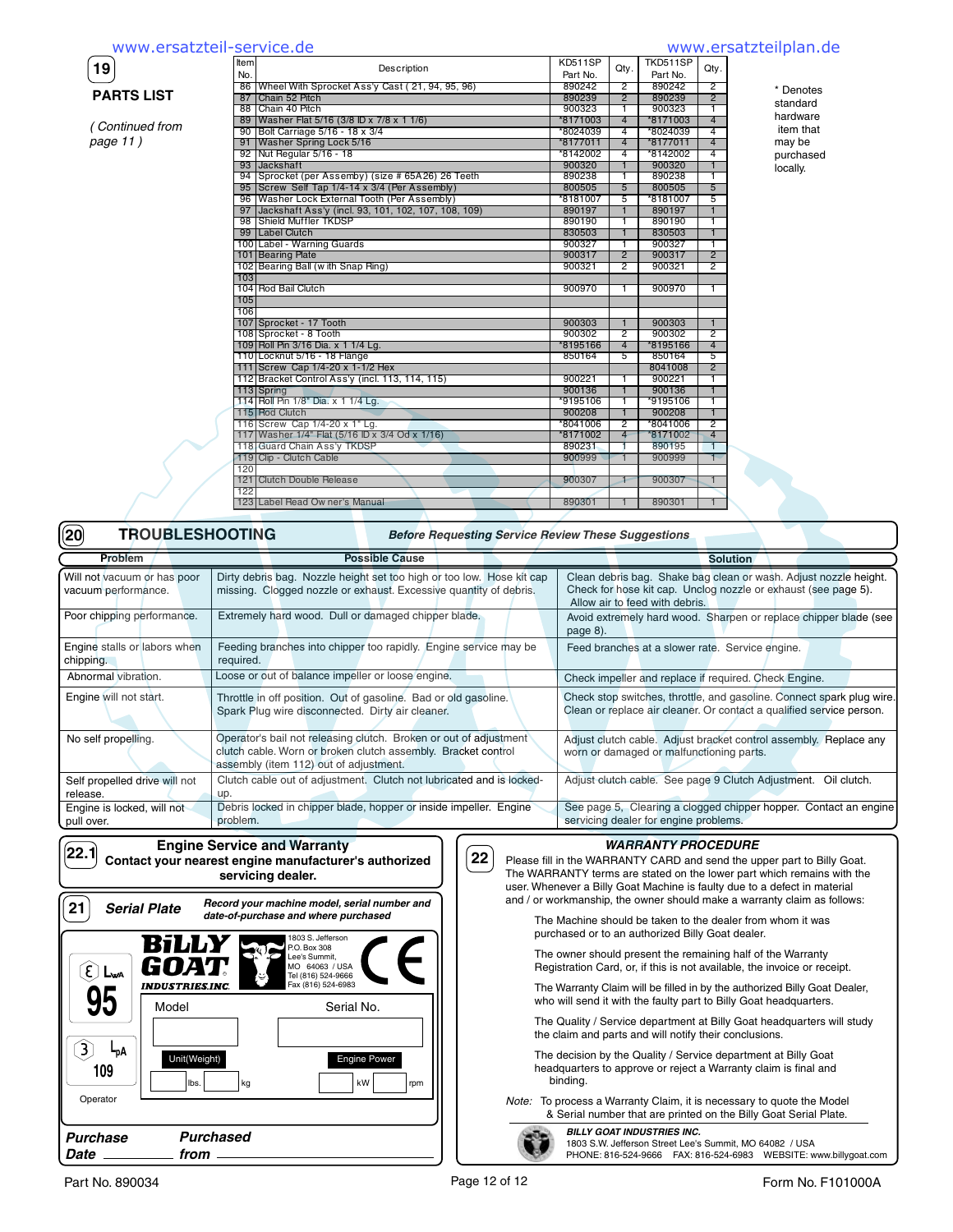## 19 PARTS LIST

*( Continued from page 11 )*

| Item No. | Description | KD511SP Part No. | Qty. | TKD511SP Part No. | Qty. |
|---|---|---|---|---|---|
| 86 | Wheel With Sprocket Ass'y Cast ( 21, 94, 95, 96) | 890242 | 2 | 890242 | 2 |
| 87 | Chain 52 Pitch | 890239 | 2 | 890239 | 2 |
| 88 | Chain 40 Pitch | 900323 | 1 | 900323 | 1 |
| 89 | Washer Flat 5/16 (3/8 ID x 7/8 x 1 1/6) | *8171003 | 4 | *8171003 | 4 |
| 90 | Bolt Carriage 5/16 - 18 x 3/4 | *8024039 | 4 | *8024039 | 4 |
| 91 | Washer Spring Lock 5/16 | *8177011 | 4 | *8177011 | 4 |
| 92 | Nut Regular 5/16 - 18 | *8142002 | 4 | *8142002 | 4 |
| 93 | Jackshaft | 900320 | 1 | 900320 | 1 |
| 94 | Sprocket (per Assembly) (size # 65A26) 26 Teeth | 890238 | 1 | 890238 | 1 |
| 95 | Screw Self Tap 1/4-14 x 3/4 (Per Assembly) | 800505 | 5 | 800505 | 5 |
| 96 | Washer Lock External Tooth (Per Assembly) | *8181007 | 5 | *8181007 | 5 |
| 97 | Jackshaft Ass'y (incl. 93, 101, 102, 107, 108, 109) | 890197 | 1 | 890197 | 1 |
| 98 | Shield Muffler TKDSP | 890190 | 1 | 890190 | 1 |
| 99 | Label Clutch | 830503 | 1 | 830503 | 1 |
| 100 | Label - Warning Guards | 900327 | 1 | 900327 | 1 |
| 101 | Bearing Plate | 900317 | 2 | 900317 | 2 |
| 102 | Bearing Ball (with Snap Ring) | 900321 | 2 | 900321 | 2 |
| 103 | | | | | |
| 104 | Rod Bail Clutch | 900970 | 1 | 900970 | 1 |
| 105 | | | | | |
| 106 | | | | | |
| 107 | Sprocket - 17 Tooth | 900303 | 1 | 900303 | 1 |
| 108 | Sprocket - 8 Tooth | 900302 | 2 | 900302 | 2 |
| 109 | Roll Pin 3/16 Dia. x 1 1/4 Lg. | *8195166 | 4 | *8195166 | 4 |
| 110 | Locknut 5/16 - 18 Flange | 850164 | 5 | 850164 | 5 |
| 111 | Screw Cap 1/4-20 x 1-1/2 Hex | | | 8041008 | 2 |
| 112 | Bracket Control Ass'y (incl. 113, 114, 115) | 900221 | 1 | 900221 | 1 |
| 113 | Spring | 900136 | 1 | 900136 | 1 |
| 114 | Roll Pin 1/8" Dia. x 1 1/4 Lg. | *9195106 | 1 | *9195106 | 1 |
| 115 | Rod Clutch | 900208 | 1 | 900208 | 1 |
| 116 | Screw Cap 1/4-20 x 1" Lg. | *8041006 | 2 | *8041006 | 2 |
| 117 | Washer 1/4" Flat (5/16 ID x 3/4 Od x 1/16) | *8171002 | 4 | *8171002 | 4 |
| 118 | Guard Chain Ass'y TKDSP | 890231 | 1 | 890195 | 1 |
| 119 | Clip - Clutch Cable | 900999 | 1 | 900999 | 1 |
| 120 | | | | | |
| 121 | Clutch Double Release | 900307 | 1 | 900307 | 1 |
| 122 | | | | | |
| 123 | Label Read Owner's Manual | 890301 | 1 | 890301 | 1 |

\* Denotes standard hardware item that may be purchased locally.

## 20 TROUBLESHOOTING

***Before Requesting Service Review These Suggestions***

| Problem | Possible Cause | Solution |
|---|---|---|
| Will not vacuum or has poor vacuum performance. | Dirty debris bag. Nozzle height set too high or too low. Hose kit cap missing. Clogged nozzle or exhaust. Excessive quantity of debris. | Clean debris bag. Shake bag clean or wash. Adjust nozzle height. Check for hose kit cap. Unclog nozzle or exhaust (see page 5). Allow air to feed with debris. |
| Poor chipping performance. | Extremely hard wood. Dull or damaged chipper blade. | Avoid extremely hard wood. Sharpen or replace chipper blade (see page 8). |
| Engine stalls or labors when chipping. | Feeding branches into chipper too rapidly. Engine service may be required. | Feed branches at a slower rate. Service engine. |
| Abnormal vibration. | Loose or out of balance impeller or loose engine. | Check impeller and replace if required. Check Engine. |
| Engine will not start. | Throttle in off position. Out of gasoline. Bad or old gasoline. Spark Plug wire disconnected. Dirty air cleaner. | Check stop switches, throttle, and gasoline. Connect spark plug wire. Clean or replace air cleaner. Or contact a qualified service person. |
| No self propelling. | Operator's bail not releasing clutch. Broken or out of adjustment clutch cable. Worn or broken clutch assembly. Bracket control assembly (item 112) out of adjustment. | Adjust clutch cable. Adjust bracket control assembly. Replace any worn or damaged or malfunctioning parts. |
| Self propelled drive will not release. | Clutch cable out of adjustment. Clutch not lubricated and is locked-up. | Adjust clutch cable. See page 9 Clutch Adjustment. Oil clutch. |
| Engine is locked, will not pull over. | Debris locked in chipper blade, hopper or inside impeller. Engine problem. | See page 5, Clearing a clogged chipper hopper. Contact an engine servicing dealer for engine problems. |

## 22.1 Engine Service and Warranty

**Contact your nearest engine manufacturer's authorized servicing dealer.**

## 21 Serial Plate

***Record your machine model, serial number and date-of-purchase and where purchased***

BILLY GOAT INDUSTRIES.INC.
1803 S. Jefferson
P.O. Box 308
Lee's Summit,
MO 64063 / USA
Tel (816) 524-9666
Fax (816) 524-6983

CE

$L_{WA}$ 95

$L_{pA}$ 109

Operator

Model ______ Serial No. ______

Unit(Weight) ______ lbs. ______ kg

Engine Power ______ kW ______ rpm

***Purchase Date*** ______ ***Purchased from*** ______

## 22 *WARRANTY PROCEDURE*

Please fill in the WARRANTY CARD and send the upper part to Billy Goat. The WARRANTY terms are stated on the lower part which remains with the user. Whenever a Billy Goat Machine is faulty due to a defect in material and / or workmanship, the owner should make a warranty claim as follows:

The Machine should be taken to the dealer from whom it was purchased or to an authorized Billy Goat dealer.

The owner should present the remaining half of the Warranty Registration Card, or, if this is not available, the invoice or receipt.

The Warranty Claim will be filled in by the authorized Billy Goat Dealer, who will send it with the faulty part to Billy Goat headquarters.

The Quality / Service department at Billy Goat headquarters will study the claim and parts and will notify their conclusions.

The decision by the Quality / Service department at Billy Goat headquarters to approve or reject a Warranty claim is final and binding.

*Note:* To process a Warranty Claim, it is necessary to quote the Model & Serial number that are printed on the Billy Goat Serial Plate.

***BILLY GOAT INDUSTRIES INC.***
1803 S.W. Jefferson Street Lee's Summit, MO 64082 / USA
PHONE: 816-524-9666 FAX: 816-524-6983 WEBSITE: www.billygoat.com

Part No. 890034

Form No. F101000A